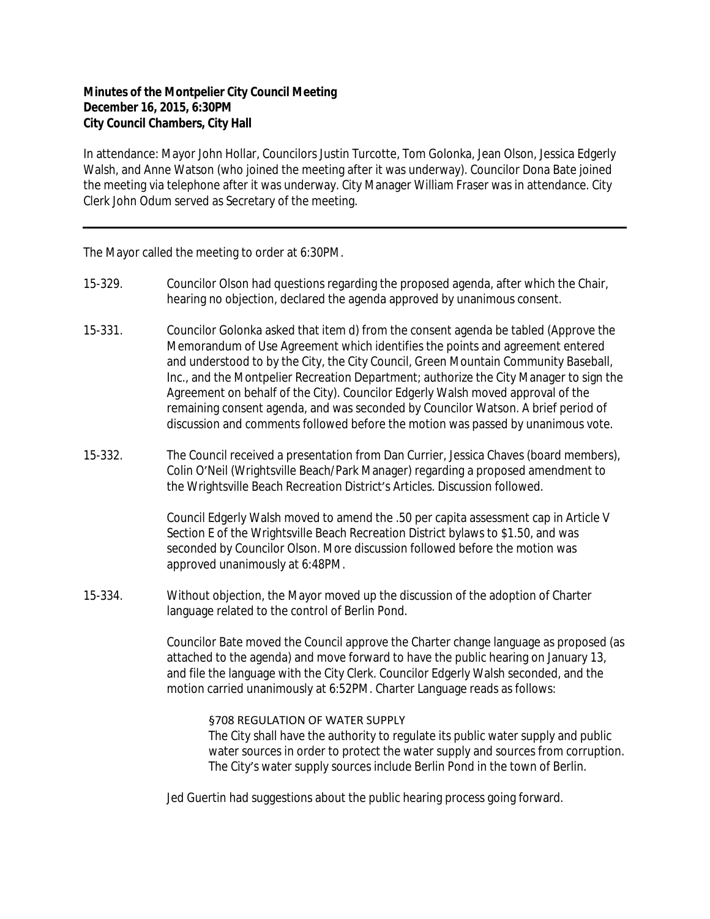**Minutes of the Montpelier City Council Meeting**
**December 16, 2015, 6:30PM**
**City Council Chambers, City Hall**

In attendance: Mayor John Hollar, Councilors Justin Turcotte, Tom Golonka, Jean Olson, Jessica Edgerly Walsh, and Anne Watson (who joined the meeting after it was underway). Councilor Dona Bate joined the meeting via telephone after it was underway. City Manager William Fraser was in attendance. City Clerk John Odum served as Secretary of the meeting.

---

The Mayor called the meeting to order at 6:30PM.

15-329. Councilor Olson had questions regarding the proposed agenda, after which the Chair, hearing no objection, declared the agenda approved by unanimous consent.

15-331. Councilor Golonka asked that item d) from the consent agenda be tabled (Approve the Memorandum of Use Agreement which identifies the points and agreement entered and understood to by the City, the City Council, Green Mountain Community Baseball, Inc., and the Montpelier Recreation Department; authorize the City Manager to sign the Agreement on behalf of the City). Councilor Edgerly Walsh moved approval of the remaining consent agenda, and was seconded by Councilor Watson. A brief period of discussion and comments followed before the motion was passed by unanimous vote.

15-332. The Council received a presentation from Dan Currier, Jessica Chaves (board members), Colin O'Neil (Wrightsville Beach/Park Manager) regarding a proposed amendment to the Wrightsville Beach Recreation District's Articles. Discussion followed.

Council Edgerly Walsh moved to amend the .50 per capita assessment cap in Article V Section E of the Wrightsville Beach Recreation District bylaws to $1.50, and was seconded by Councilor Olson. More discussion followed before the motion was approved unanimously at 6:48PM.

15-334. Without objection, the Mayor moved up the discussion of the adoption of Charter language related to the control of Berlin Pond.

Councilor Bate moved the Council approve the Charter change language as proposed (as attached to the agenda) and move forward to have the public hearing on January 13, and file the language with the City Clerk. Councilor Edgerly Walsh seconded, and the motion carried unanimously at 6:52PM. Charter Language reads as follows:

> §708 REGULATION OF WATER SUPPLY
> The City shall have the authority to regulate its public water supply and public water sources in order to protect the water supply and sources from corruption. The City's water supply sources include Berlin Pond in the town of Berlin.

Jed Guertin had suggestions about the public hearing process going forward.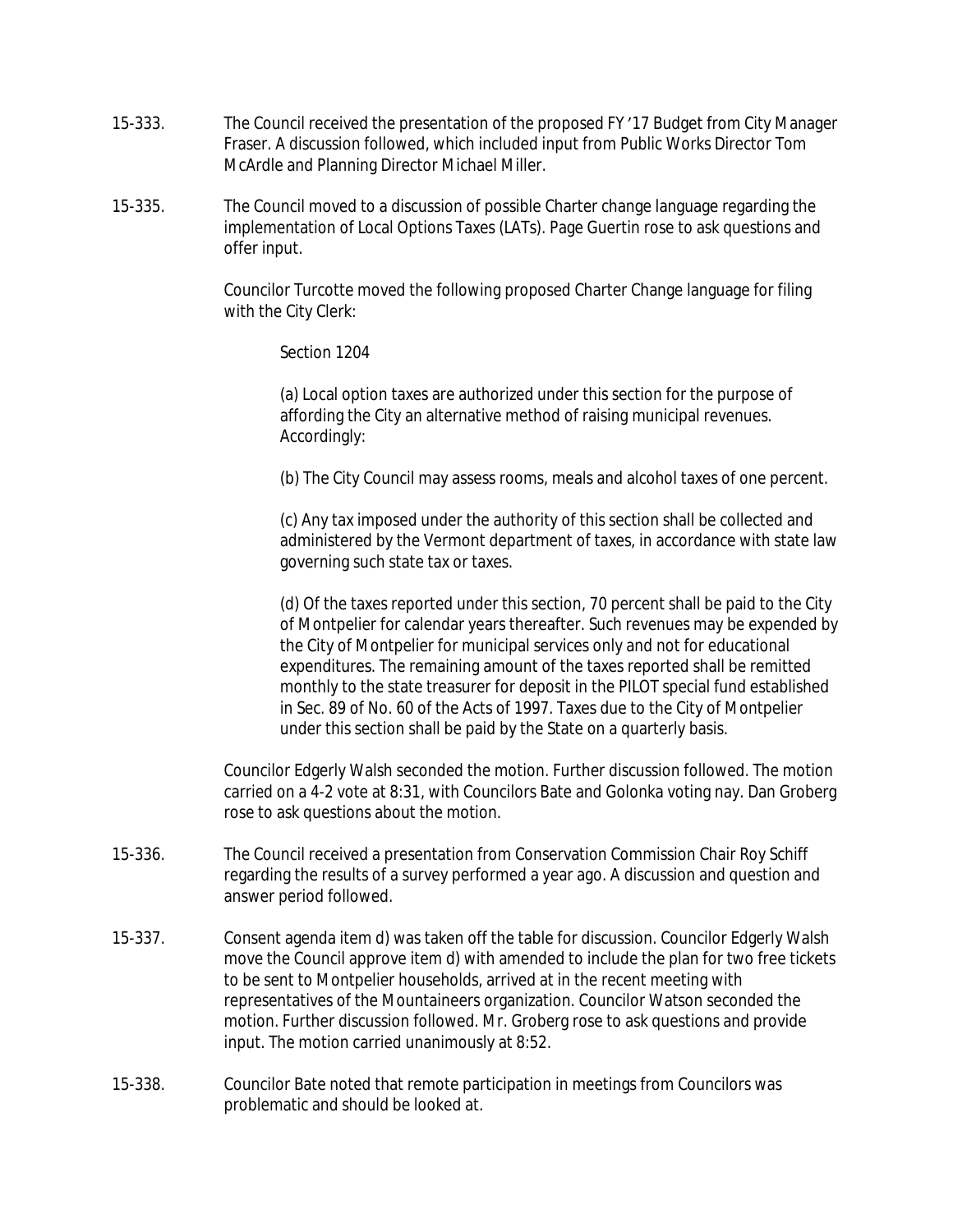15-333. The Council received the presentation of the proposed FY '17 Budget from City Manager Fraser. A discussion followed, which included input from Public Works Director Tom McArdle and Planning Director Michael Miller.

15-335. The Council moved to a discussion of possible Charter change language regarding the implementation of Local Options Taxes (LATs). Page Guertin rose to ask questions and offer input.

Councilor Turcotte moved the following proposed Charter Change language for filing with the City Clerk:

Section 1204

(a) Local option taxes are authorized under this section for the purpose of affording the City an alternative method of raising municipal revenues. Accordingly:

(b) The City Council may assess rooms, meals and alcohol taxes of one percent.

(c) Any tax imposed under the authority of this section shall be collected and administered by the Vermont department of taxes, in accordance with state law governing such state tax or taxes.

(d) Of the taxes reported under this section, 70 percent shall be paid to the City of Montpelier for calendar years thereafter. Such revenues may be expended by the City of Montpelier for municipal services only and not for educational expenditures. The remaining amount of the taxes reported shall be remitted monthly to the state treasurer for deposit in the PILOT special fund established in Sec. 89 of No. 60 of the Acts of 1997. Taxes due to the City of Montpelier under this section shall be paid by the State on a quarterly basis.

Councilor Edgerly Walsh seconded the motion. Further discussion followed. The motion carried on a 4-2 vote at 8:31, with Councilors Bate and Golonka voting nay. Dan Groberg rose to ask questions about the motion.

15-336. The Council received a presentation from Conservation Commission Chair Roy Schiff regarding the results of a survey performed a year ago. A discussion and question and answer period followed.

15-337. Consent agenda item d) was taken off the table for discussion. Councilor Edgerly Walsh move the Council approve item d) with amended to include the plan for two free tickets to be sent to Montpelier households, arrived at in the recent meeting with representatives of the Mountaineers organization. Councilor Watson seconded the motion. Further discussion followed. Mr. Groberg rose to ask questions and provide input. The motion carried unanimously at 8:52.

15-338. Councilor Bate noted that remote participation in meetings from Councilors was problematic and should be looked at.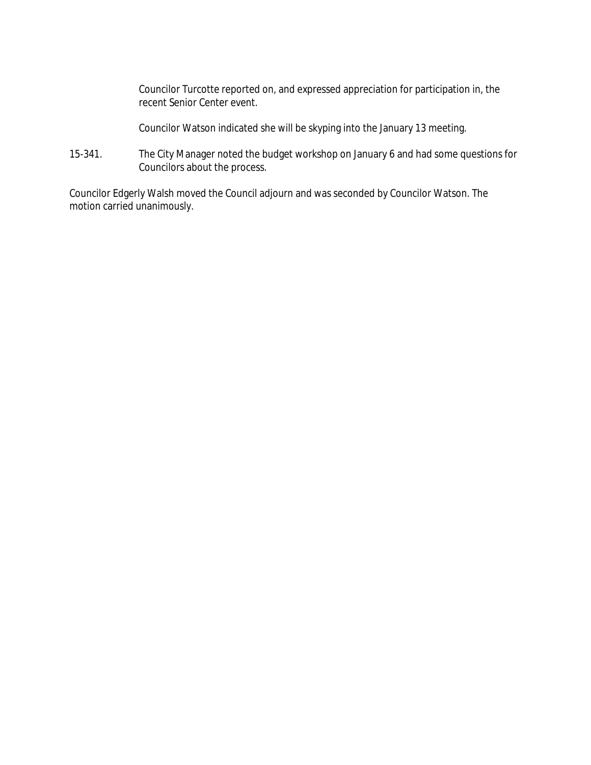Councilor Turcotte reported on, and expressed appreciation for participation in, the recent Senior Center event.

Councilor Watson indicated she will be skyping into the January 13 meeting.

15-341. The City Manager noted the budget workshop on January 6 and had some questions for Councilors about the process.

Councilor Edgerly Walsh moved the Council adjourn and was seconded by Councilor Watson. The motion carried unanimously.